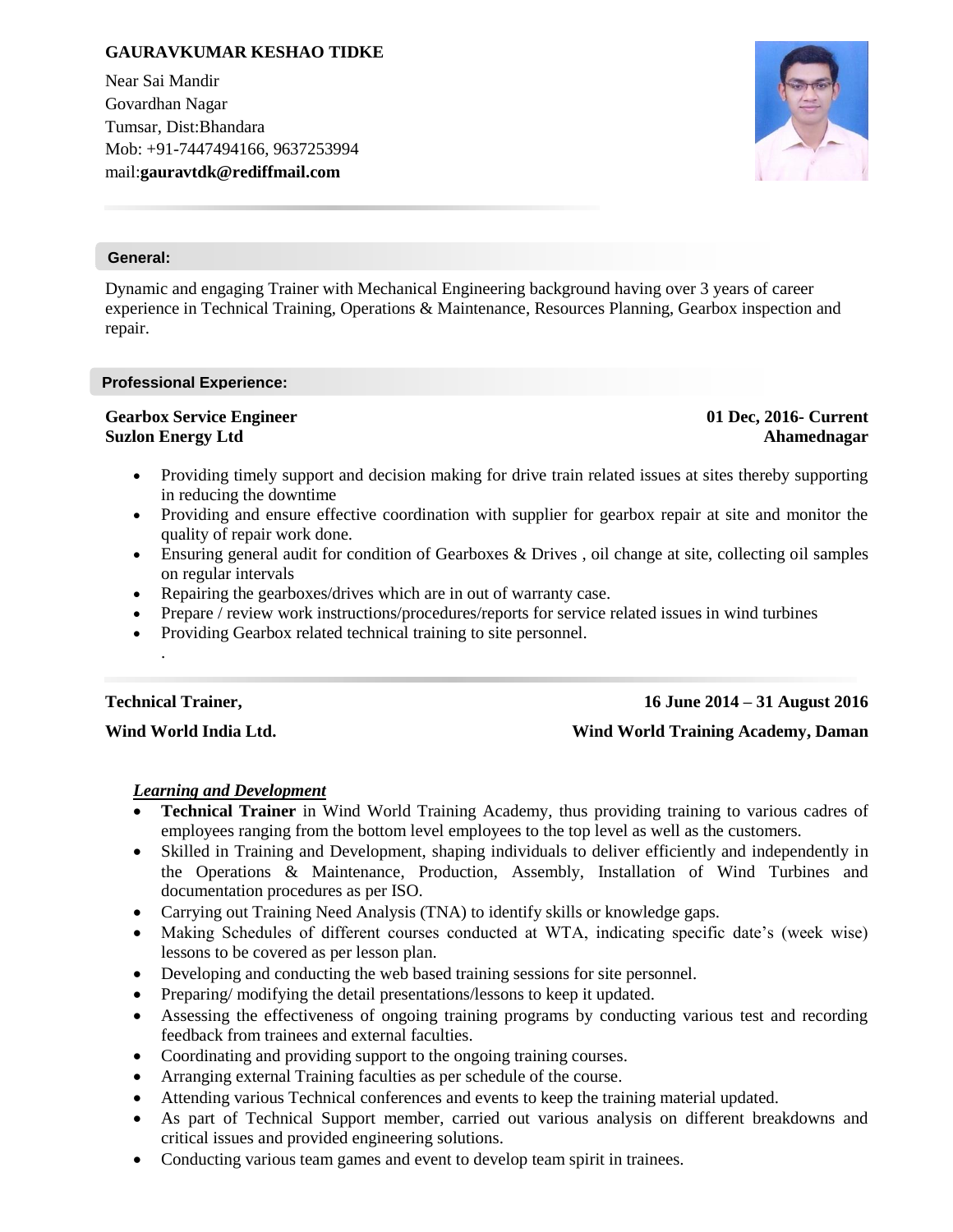# GAURAVKUMAR KESHAO TIDKE

Near Sai Mandir
Govardhan Nagar
Tumsar, Dist:Bhandara
Mob: +91-7447494166, 9637253994
mail:**gauravtdk@rediffmail.com**

## General:

Dynamic and engaging Trainer with Mechanical Engineering background having over 3 years of career experience in Technical Training, Operations & Maintenance, Resources Planning, Gearbox inspection and repair.

## Professional Experience:

**Gearbox Service Engineer** — **01 Dec, 2016- Current**
**Suzlon Energy Ltd** — **Ahamednagar**

- Providing timely support and decision making for drive train related issues at sites thereby supporting in reducing the downtime
- Providing and ensure effective coordination with supplier for gearbox repair at site and monitor the quality of repair work done.
- Ensuring general audit for condition of Gearboxes & Drives , oil change at site, collecting oil samples on regular intervals
- Repairing the gearboxes/drives which are in out of warranty case.
- Prepare / review work instructions/procedures/reports for service related issues in wind turbines
- Providing Gearbox related technical training to site personnel.

.

**Technical Trainer,** — **16 June 2014 – 31 August 2016**

**Wind World India Ltd.** — **Wind World Training Academy, Daman**

***Learning and Development***

- **Technical Trainer** in Wind World Training Academy, thus providing training to various cadres of employees ranging from the bottom level employees to the top level as well as the customers.
- Skilled in Training and Development, shaping individuals to deliver efficiently and independently in the Operations & Maintenance, Production, Assembly, Installation of Wind Turbines and documentation procedures as per ISO.
- Carrying out Training Need Analysis (TNA) to identify skills or knowledge gaps.
- Making Schedules of different courses conducted at WTA, indicating specific date's (week wise) lessons to be covered as per lesson plan.
- Developing and conducting the web based training sessions for site personnel.
- Preparing/ modifying the detail presentations/lessons to keep it updated.
- Assessing the effectiveness of ongoing training programs by conducting various test and recording feedback from trainees and external faculties.
- Coordinating and providing support to the ongoing training courses.
- Arranging external Training faculties as per schedule of the course.
- Attending various Technical conferences and events to keep the training material updated.
- As part of Technical Support member, carried out various analysis on different breakdowns and critical issues and provided engineering solutions.
- Conducting various team games and event to develop team spirit in trainees.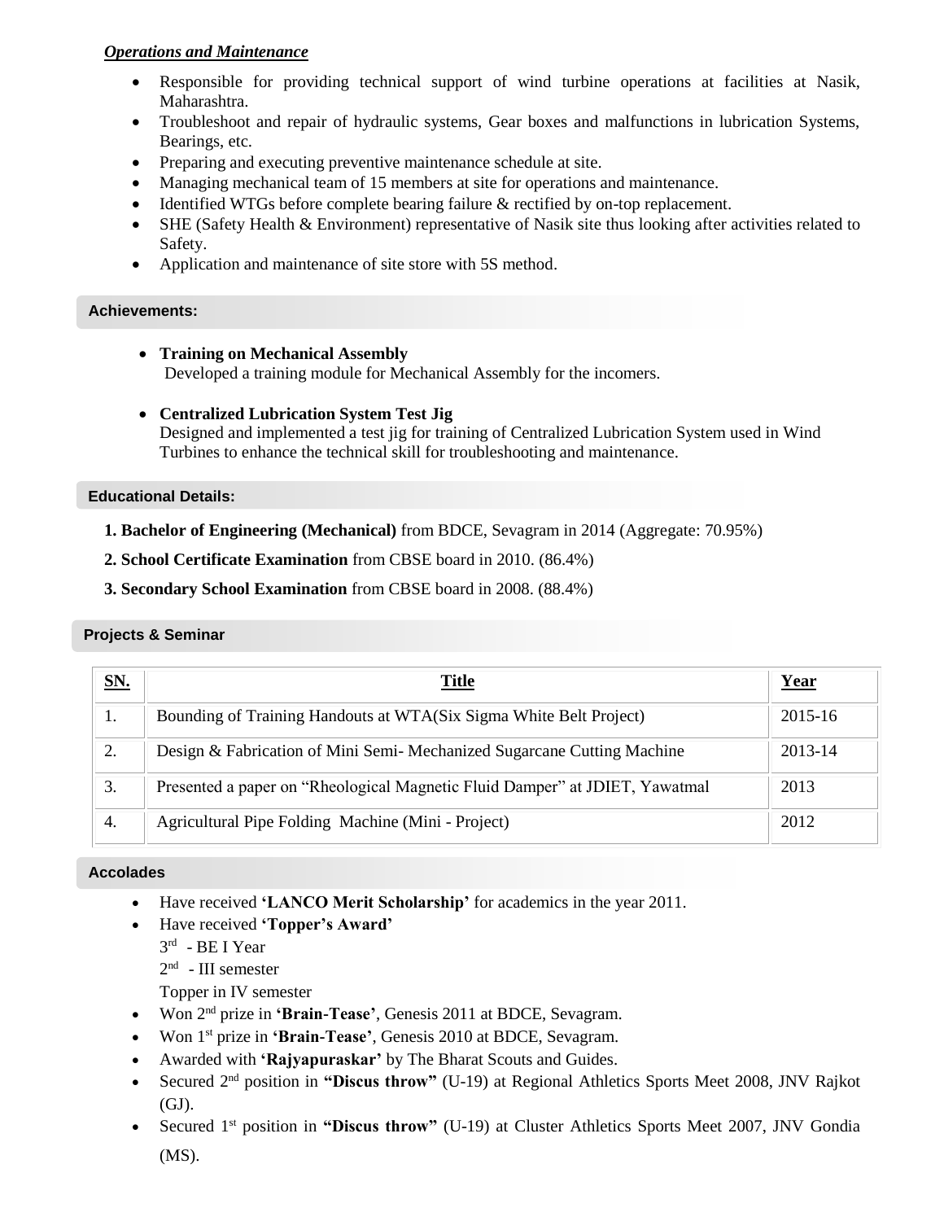***Operations and Maintenance***

- Responsible for providing technical support of wind turbine operations at facilities at Nasik, Maharashtra.
- Troubleshoot and repair of hydraulic systems, Gear boxes and malfunctions in lubrication Systems, Bearings, etc.
- Preparing and executing preventive maintenance schedule at site.
- Managing mechanical team of 15 members at site for operations and maintenance.
- Identified WTGs before complete bearing failure & rectified by on-top replacement.
- SHE (Safety Health & Environment) representative of Nasik site thus looking after activities related to Safety.
- Application and maintenance of site store with 5S method.

## Achievements:

- **Training on Mechanical Assembly**
  Developed a training module for Mechanical Assembly for the incomers.

- **Centralized Lubrication System Test Jig**
  Designed and implemented a test jig for training of Centralized Lubrication System used in Wind Turbines to enhance the technical skill for troubleshooting and maintenance.

## Educational Details:

1. **Bachelor of Engineering (Mechanical)** from BDCE, Sevagram in 2014 (Aggregate: 70.95%)
2. **School Certificate Examination** from CBSE board in 2010. (86.4%)
3. **Secondary School Examination** from CBSE board in 2008. (88.4%)

## Projects & Seminar

| SN. | Title | Year |
|---|---|---|
| 1. | Bounding of Training Handouts at WTA(Six Sigma White Belt Project) | 2015-16 |
| 2. | Design & Fabrication of Mini Semi- Mechanized Sugarcane Cutting Machine | 2013-14 |
| 3. | Presented a paper on "Rheological Magnetic Fluid Damper" at JDIET, Yawatmal | 2013 |
| 4. | Agricultural Pipe Folding Machine (Mini - Project) | 2012 |

## Accolades

- Have received **'LANCO Merit Scholarship'** for academics in the year 2011.
- Have received **'Topper's Award'**
  3rd - BE I Year
  2nd - III semester
  Topper in IV semester
- Won 2nd prize in **'Brain-Tease'**, Genesis 2011 at BDCE, Sevagram.
- Won 1st prize in **'Brain-Tease'**, Genesis 2010 at BDCE, Sevagram.
- Awarded with **'Rajyapuraskar'** by The Bharat Scouts and Guides.
- Secured 2nd position in **"Discus throw"** (U-19) at Regional Athletics Sports Meet 2008, JNV Rajkot (GJ).
- Secured 1st position in **"Discus throw"** (U-19) at Cluster Athletics Sports Meet 2007, JNV Gondia (MS).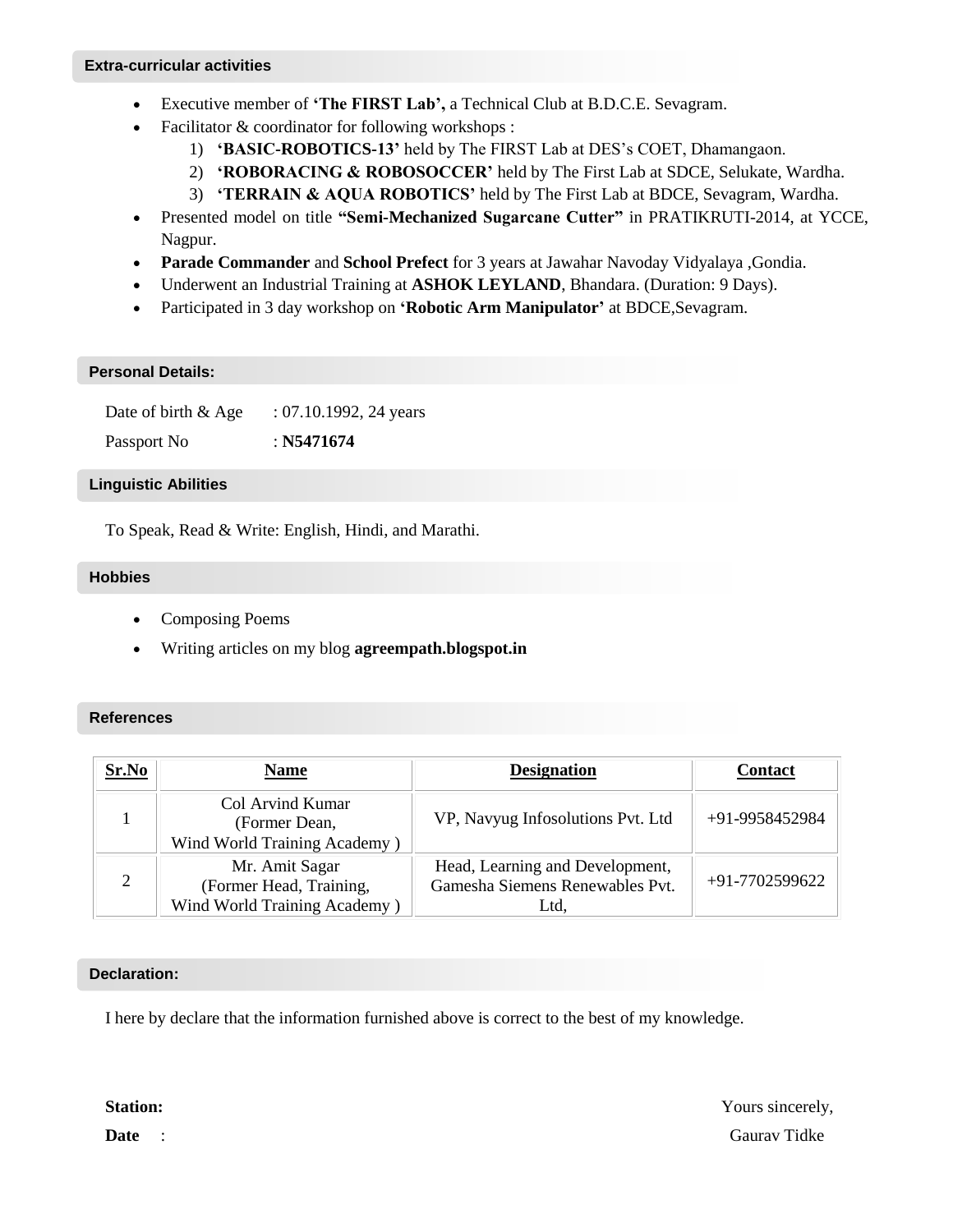## Extra-curricular activities

- Executive member of **'The FIRST Lab',** a Technical Club at B.D.C.E. Sevagram.
- Facilitator & coordinator for following workshops :
  1) **'BASIC-ROBOTICS-13'** held by The FIRST Lab at DES's COET, Dhamangaon.
  2) **'ROBORACING & ROBOSOCCER'** held by The First Lab at SDCE, Selukate, Wardha.
  3) **'TERRAIN & AQUA ROBOTICS'** held by The First Lab at BDCE, Sevagram, Wardha.
- Presented model on title **"Semi-Mechanized Sugarcane Cutter"** in PRATIKRUTI-2014, at YCCE, Nagpur.
- **Parade Commander** and **School Prefect** for 3 years at Jawahar Navoday Vidyalaya ,Gondia.
- Underwent an Industrial Training at **ASHOK LEYLAND**, Bhandara. (Duration: 9 Days).
- Participated in 3 day workshop on **'Robotic Arm Manipulator'** at BDCE,Sevagram.

## Personal Details:

Date of birth & Age : 07.10.1992, 24 years

Passport No : **N5471674**

## Linguistic Abilities

To Speak, Read & Write: English, Hindi, and Marathi.

## Hobbies

- Composing Poems
- Writing articles on my blog **agreempath.blogspot.in**

## References

| Sr.No | Name | Designation | Contact |
|---|---|---|---|
| 1 | Col Arvind Kumar (Former Dean, Wind World Training Academy ) | VP, Navyug Infosolutions Pvt. Ltd | +91-9958452984 |
| 2 | Mr. Amit Sagar (Former Head, Training, Wind World Training Academy ) | Head, Learning and Development, Gamesha Siemens Renewables Pvt. Ltd, | +91-7702599622 |

## Declaration:

I here by declare that the information furnished above is correct to the best of my knowledge.

**Station:**

**Date** :

Yours sincerely,

Gaurav Tidke